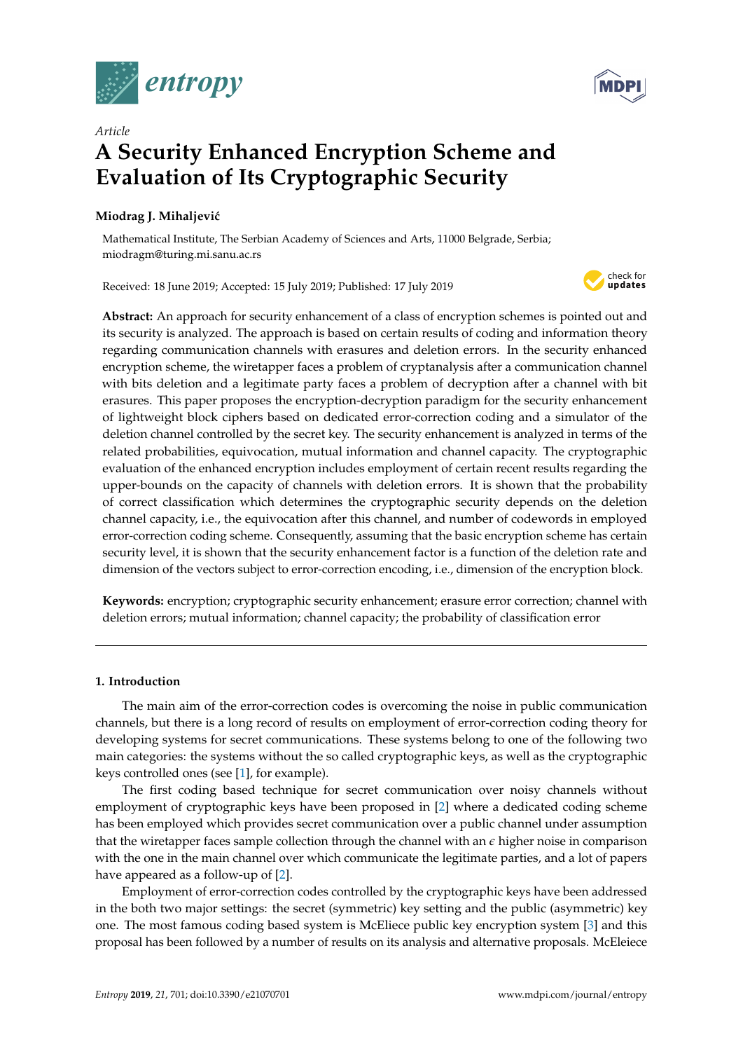*Article*

# A Security Enhanced Encryption Scheme and Evaluation of Its Cryptographic Security

**Miodrag J. Mihaljević**

Mathematical Institute, The Serbian Academy of Sciences and Arts, 11000 Belgrade, Serbia; miodragm@turing.mi.sanu.ac.rs

Received: 18 June 2019; Accepted: 15 July 2019; Published: 17 July 2019

**Abstract:** An approach for security enhancement of a class of encryption schemes is pointed out and its security is analyzed. The approach is based on certain results of coding and information theory regarding communication channels with erasures and deletion errors. In the security enhanced encryption scheme, the wiretapper faces a problem of cryptanalysis after a communication channel with bits deletion and a legitimate party faces a problem of decryption after a channel with bit erasures. This paper proposes the encryption-decryption paradigm for the security enhancement of lightweight block ciphers based on dedicated error-correction coding and a simulator of the deletion channel controlled by the secret key. The security enhancement is analyzed in terms of the related probabilities, equivocation, mutual information and channel capacity. The cryptographic evaluation of the enhanced encryption includes employment of certain recent results regarding the upper-bounds on the capacity of channels with deletion errors. It is shown that the probability of correct classification which determines the cryptographic security depends on the deletion channel capacity, i.e., the equivocation after this channel, and number of codewords in employed error-correction coding scheme. Consequently, assuming that the basic encryption scheme has certain security level, it is shown that the security enhancement factor is a function of the deletion rate and dimension of the vectors subject to error-correction encoding, i.e., dimension of the encryption block.

**Keywords:** encryption; cryptographic security enhancement; erasure error correction; channel with deletion errors; mutual information; channel capacity; the probability of classification error

## 1. Introduction

The main aim of the error-correction codes is overcoming the noise in public communication channels, but there is a long record of results on employment of error-correction coding theory for developing systems for secret communications. These systems belong to one of the following two main categories: the systems without the so called cryptographic keys, as well as the cryptographic keys controlled ones (see [1], for example).

The first coding based technique for secret communication over noisy channels without employment of cryptographic keys have been proposed in [2] where a dedicated coding scheme has been employed which provides secret communication over a public channel under assumption that the wiretapper faces sample collection through the channel with an $\epsilon$ higher noise in comparison with the one in the main channel over which communicate the legitimate parties, and a lot of papers have appeared as a follow-up of [2].

Employment of error-correction codes controlled by the cryptographic keys have been addressed in the both two major settings: the secret (symmetric) key setting and the public (asymmetric) key one. The most famous coding based system is McEliece public key encryption system [3] and this proposal has been followed by a number of results on its analysis and alternative proposals. McEleiece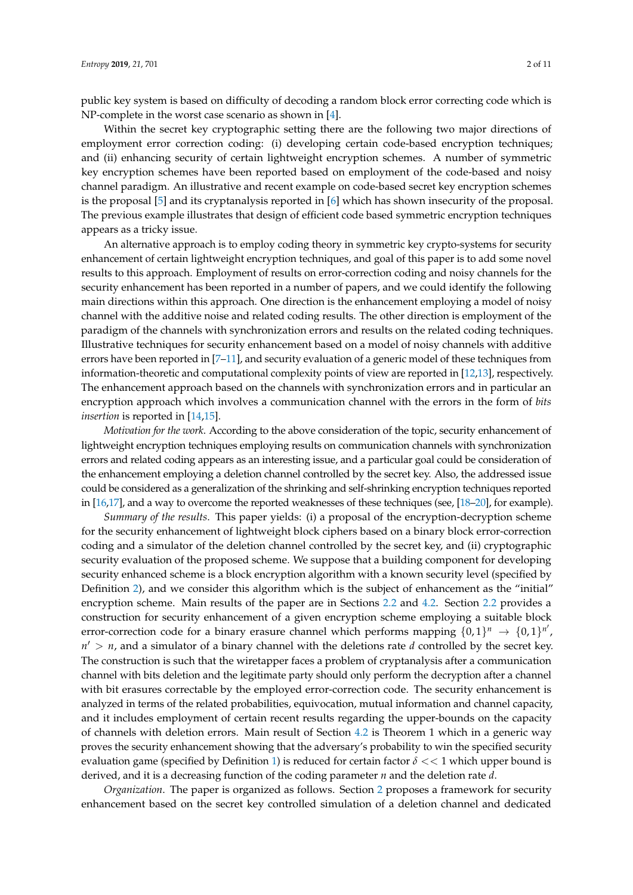public key system is based on difficulty of decoding a random block error correcting code which is NP-complete in the worst case scenario as shown in [4].

Within the secret key cryptographic setting there are the following two major directions of employment error correction coding: (i) developing certain code-based encryption techniques; and (ii) enhancing security of certain lightweight encryption schemes. A number of symmetric key encryption schemes have been reported based on employment of the code-based and noisy channel paradigm. An illustrative and recent example on code-based secret key encryption schemes is the proposal [5] and its cryptanalysis reported in [6] which has shown insecurity of the proposal. The previous example illustrates that design of efficient code based symmetric encryption techniques appears as a tricky issue.

An alternative approach is to employ coding theory in symmetric key crypto-systems for security enhancement of certain lightweight encryption techniques, and goal of this paper is to add some novel results to this approach. Employment of results on error-correction coding and noisy channels for the security enhancement has been reported in a number of papers, and we could identify the following main directions within this approach. One direction is the enhancement employing a model of noisy channel with the additive noise and related coding results. The other direction is employment of the paradigm of the channels with synchronization errors and results on the related coding techniques. Illustrative techniques for security enhancement based on a model of noisy channels with additive errors have been reported in [7–11], and security evaluation of a generic model of these techniques from information-theoretic and computational complexity points of view are reported in [12,13], respectively. The enhancement approach based on the channels with synchronization errors and in particular an encryption approach which involves a communication channel with the errors in the form of *bits insertion* is reported in [14,15].

*Motivation for the work.* According to the above consideration of the topic, security enhancement of lightweight encryption techniques employing results on communication channels with synchronization errors and related coding appears as an interesting issue, and a particular goal could be consideration of the enhancement employing a deletion channel controlled by the secret key. Also, the addressed issue could be considered as a generalization of the shrinking and self-shrinking encryption techniques reported in [16,17], and a way to overcome the reported weaknesses of these techniques (see, [18–20], for example).

*Summary of the results.* This paper yields: (i) a proposal of the encryption-decryption scheme for the security enhancement of lightweight block ciphers based on a binary block error-correction coding and a simulator of the deletion channel controlled by the secret key, and (ii) cryptographic security evaluation of the proposed scheme. We suppose that a building component for developing security enhanced scheme is a block encryption algorithm with a known security level (specified by Definition 2), and we consider this algorithm which is the subject of enhancement as the "initial" encryption scheme. Main results of the paper are in Sections 2.2 and 4.2. Section 2.2 provides a construction for security enhancement of a given encryption scheme employing a suitable block error-correction code for a binary erasure channel which performs mapping $\{0,1\}^n \rightarrow \{0,1\}^{n'}$, $n' > n$, and a simulator of a binary channel with the deletions rate $d$ controlled by the secret key. The construction is such that the wiretapper faces a problem of cryptanalysis after a communication channel with bits deletion and the legitimate party should only perform the decryption after a channel with bit erasures correctable by the employed error-correction code. The security enhancement is analyzed in terms of the related probabilities, equivocation, mutual information and channel capacity, and it includes employment of certain recent results regarding the upper-bounds on the capacity of channels with deletion errors. Main result of Section 4.2 is Theorem 1 which in a generic way proves the security enhancement showing that the adversary's probability to win the specified security evaluation game (specified by Definition 1) is reduced for certain factor $\delta << 1$ which upper bound is derived, and it is a decreasing function of the coding parameter $n$ and the deletion rate $d$.

*Organization.* The paper is organized as follows. Section 2 proposes a framework for security enhancement based on the secret key controlled simulation of a deletion channel and dedicated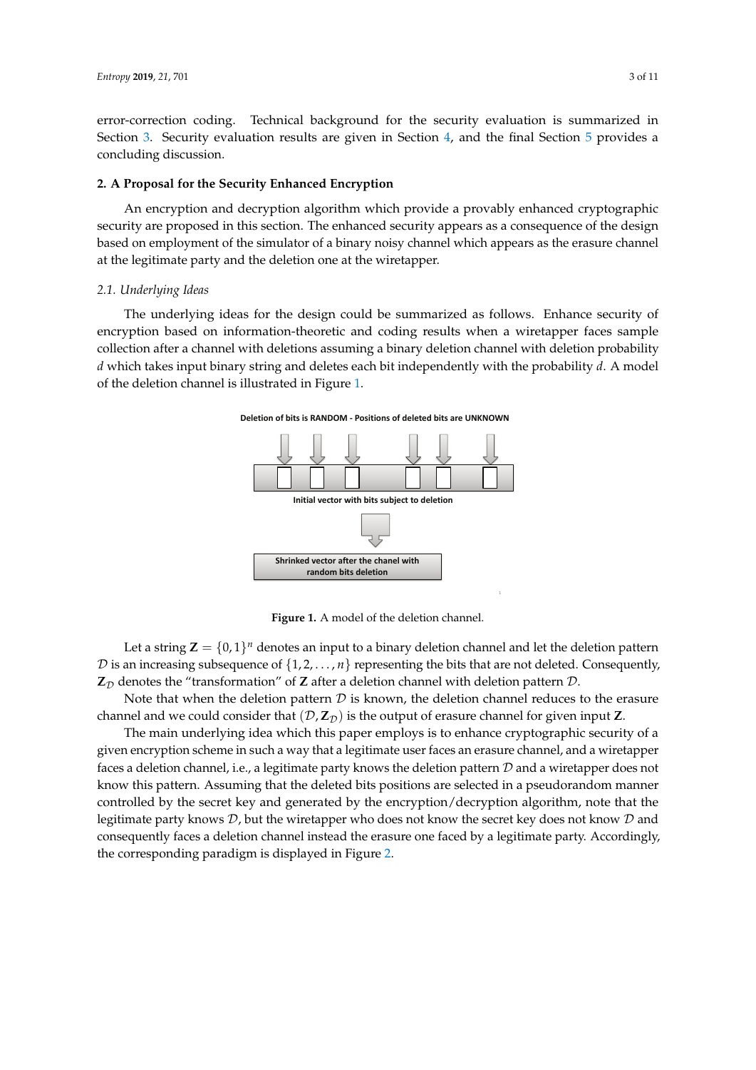error-correction coding. Technical background for the security evaluation is summarized in Section 3. Security evaluation results are given in Section 4, and the final Section 5 provides a concluding discussion.

## 2. A Proposal for the Security Enhanced Encryption

An encryption and decryption algorithm which provide a provably enhanced cryptographic security are proposed in this section. The enhanced security appears as a consequence of the design based on employment of the simulator of a binary noisy channel which appears as the erasure channel at the legitimate party and the deletion one at the wiretapper.

### 2.1. Underlying Ideas

The underlying ideas for the design could be summarized as follows. Enhance security of encryption based on information-theoretic and coding results when a wiretapper faces sample collection after a channel with deletions assuming a binary deletion channel with deletion probability $d$ which takes input binary string and deletes each bit independently with the probability $d$. A model of the deletion channel is illustrated in Figure 1.

Deletion of bits is RANDOM - Positions of deleted bits are UNKNOWN

Initial vector with bits subject to deletion

Shrinked vector after the chanel with random bits deletion

**Figure 1.** A model of the deletion channel.

Let a string $\mathbf{Z} = \{0,1\}^n$ denotes an input to a binary deletion channel and let the deletion pattern $\mathcal{D}$ is an increasing subsequence of $\{1, 2, \ldots, n\}$ representing the bits that are not deleted. Consequently, $\mathbf{Z}_{\mathcal{D}}$ denotes the "transformation" of $\mathbf{Z}$ after a deletion channel with deletion pattern $\mathcal{D}$.

Note that when the deletion pattern $\mathcal{D}$ is known, the deletion channel reduces to the erasure channel and we could consider that $(\mathcal{D}, \mathbf{Z}_{\mathcal{D}})$ is the output of erasure channel for given input $\mathbf{Z}$.

The main underlying idea which this paper employs is to enhance cryptographic security of a given encryption scheme in such a way that a legitimate user faces an erasure channel, and a wiretapper faces a deletion channel, i.e., a legitimate party knows the deletion pattern $\mathcal{D}$ and a wiretapper does not know this pattern. Assuming that the deleted bits positions are selected in a pseudorandom manner controlled by the secret key and generated by the encryption/decryption algorithm, note that the legitimate party knows $\mathcal{D}$, but the wiretapper who does not know the secret key does not know $\mathcal{D}$ and consequently faces a deletion channel instead the erasure one faced by a legitimate party. Accordingly, the corresponding paradigm is displayed in Figure 2.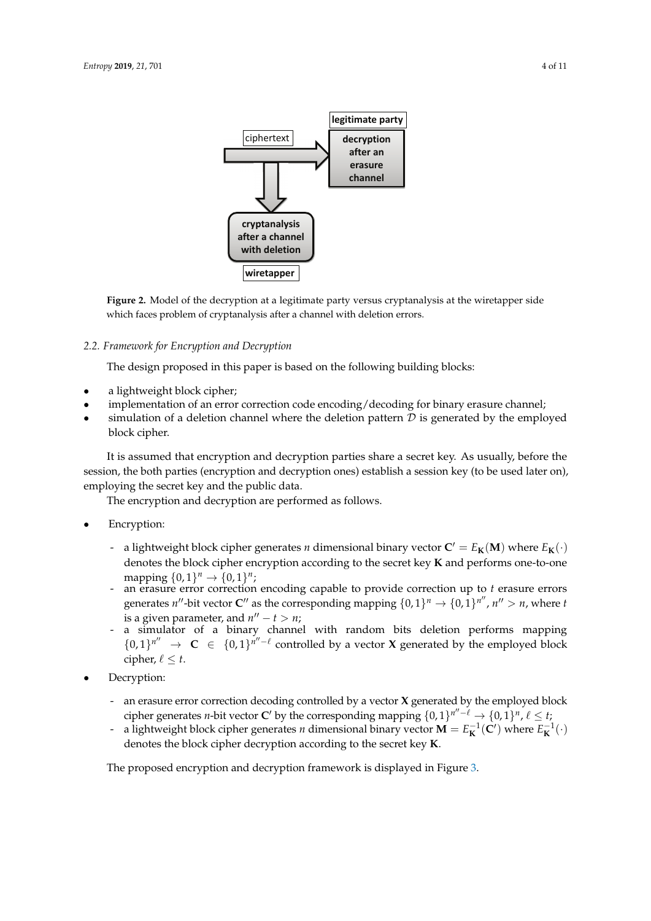Figure 2. Model of the decryption at a legitimate party versus cryptanalysis at the wiretapper side which faces problem of cryptanalysis after a channel with deletion errors.

### 2.2. Framework for Encryption and Decryption

The design proposed in this paper is based on the following building blocks:

- a lightweight block cipher;
- implementation of an error correction code encoding/decoding for binary erasure channel;
- simulation of a deletion channel where the deletion pattern $\mathcal{D}$ is generated by the employed block cipher.

It is assumed that encryption and decryption parties share a secret key. As usually, before the session, the both parties (encryption and decryption ones) establish a session key (to be used later on), employing the secret key and the public data.

The encryption and decryption are performed as follows.

- Encryption:
  - a lightweight block cipher generates $n$ dimensional binary vector $\mathbf{C}' = E_{\mathbf{K}}(\mathbf{M})$ where $E_{\mathbf{K}}(\cdot)$ denotes the block cipher encryption according to the secret key $\mathbf{K}$ and performs one-to-one mapping $\{0,1\}^n \rightarrow \{0,1\}^n$;
  - an erasure error correction encoding capable to provide correction up to $t$ erasure errors generates $n''$-bit vector $\mathbf{C}''$ as the corresponding mapping $\{0,1\}^n \rightarrow \{0,1\}^{n''}$, $n'' > n$, where $t$ is a given parameter, and $n'' - t > n$;
  - a simulator of a binary channel with random bits deletion performs mapping $\{0,1\}^{n''} \rightarrow \mathbf{C} \in \{0,1\}^{n''-\ell}$ controlled by a vector $\mathbf{X}$ generated by the employed block cipher, $\ell \leq t$.
- Decryption:
  - an erasure error correction decoding controlled by a vector $\mathbf{X}$ generated by the employed block cipher generates $n$-bit vector $\mathbf{C}'$ by the corresponding mapping $\{0,1\}^{n''-\ell} \rightarrow \{0,1\}^n$, $\ell \leq t$;
  - a lightweight block cipher generates $n$ dimensional binary vector $\mathbf{M} = E_{\mathbf{K}}^{-1}(\mathbf{C}')$ where $E_{\mathbf{K}}^{-1}(\cdot)$ denotes the block cipher decryption according to the secret key $\mathbf{K}$.

The proposed encryption and decryption framework is displayed in Figure 3.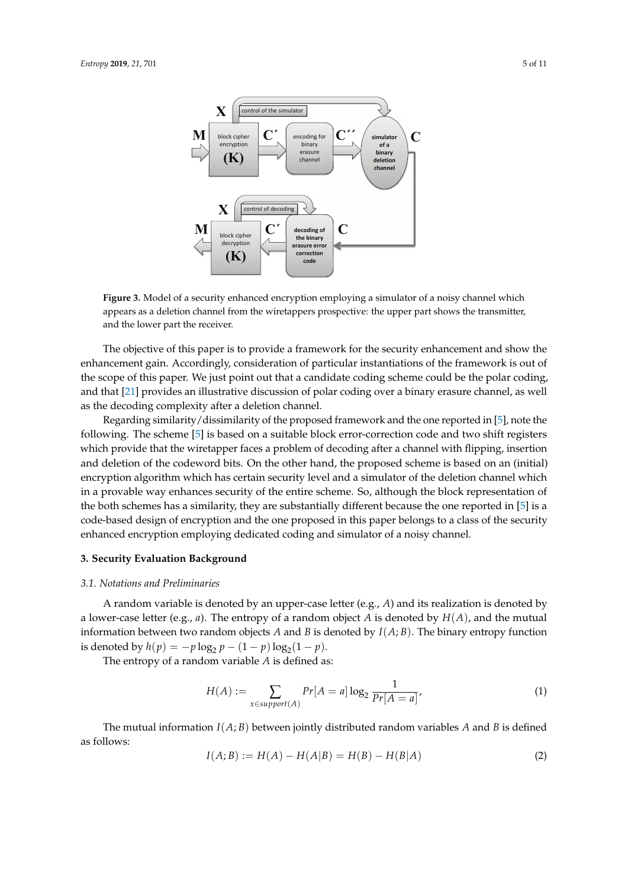**Figure 3.** Model of a security enhanced encryption employing a simulator of a noisy channel which appears as a deletion channel from the wiretappers prospective: the upper part shows the transmitter, and the lower part the receiver.

The objective of this paper is to provide a framework for the security enhancement and show the enhancement gain. Accordingly, consideration of particular instantiations of the framework is out of the scope of this paper. We just point out that a candidate coding scheme could be the polar coding, and that [21] provides an illustrative discussion of polar coding over a binary erasure channel, as well as the decoding complexity after a deletion channel.

Regarding similarity/dissimilarity of the proposed framework and the one reported in [5], note the following. The scheme [5] is based on a suitable block error-correction code and two shift registers which provide that the wiretapper faces a problem of decoding after a channel with flipping, insertion and deletion of the codeword bits. On the other hand, the proposed scheme is based on an (initial) encryption algorithm which has certain security level and a simulator of the deletion channel which in a provable way enhances security of the entire scheme. So, although the block representation of the both schemes has a similarity, they are substantially different because the one reported in [5] is a code-based design of encryption and the one proposed in this paper belongs to a class of the security enhanced encryption employing dedicated coding and simulator of a noisy channel.

## 3. Security Evaluation Background

### 3.1. Notations and Preliminaries

A random variable is denoted by an upper-case letter (e.g., $A$) and its realization is denoted by a lower-case letter (e.g., $a$). The entropy of a random object $A$ is denoted by $H(A)$, and the mutual information between two random objects $A$ and $B$ is denoted by $I(A;B)$. The binary entropy function is denoted by $h(p) = -p\log_2 p - (1-p)\log_2(1-p)$.

The entropy of a random variable $A$ is defined as:

$$H(A) := \sum_{x \in support(A)} Pr[A=a] \log_2 \frac{1}{Pr[A=a]}, \tag{1}$$

The mutual information $I(A;B)$ between jointly distributed random variables $A$ and $B$ is defined as follows:

$$I(A;B) := H(A) - H(A|B) = H(B) - H(B|A) \tag{2}$$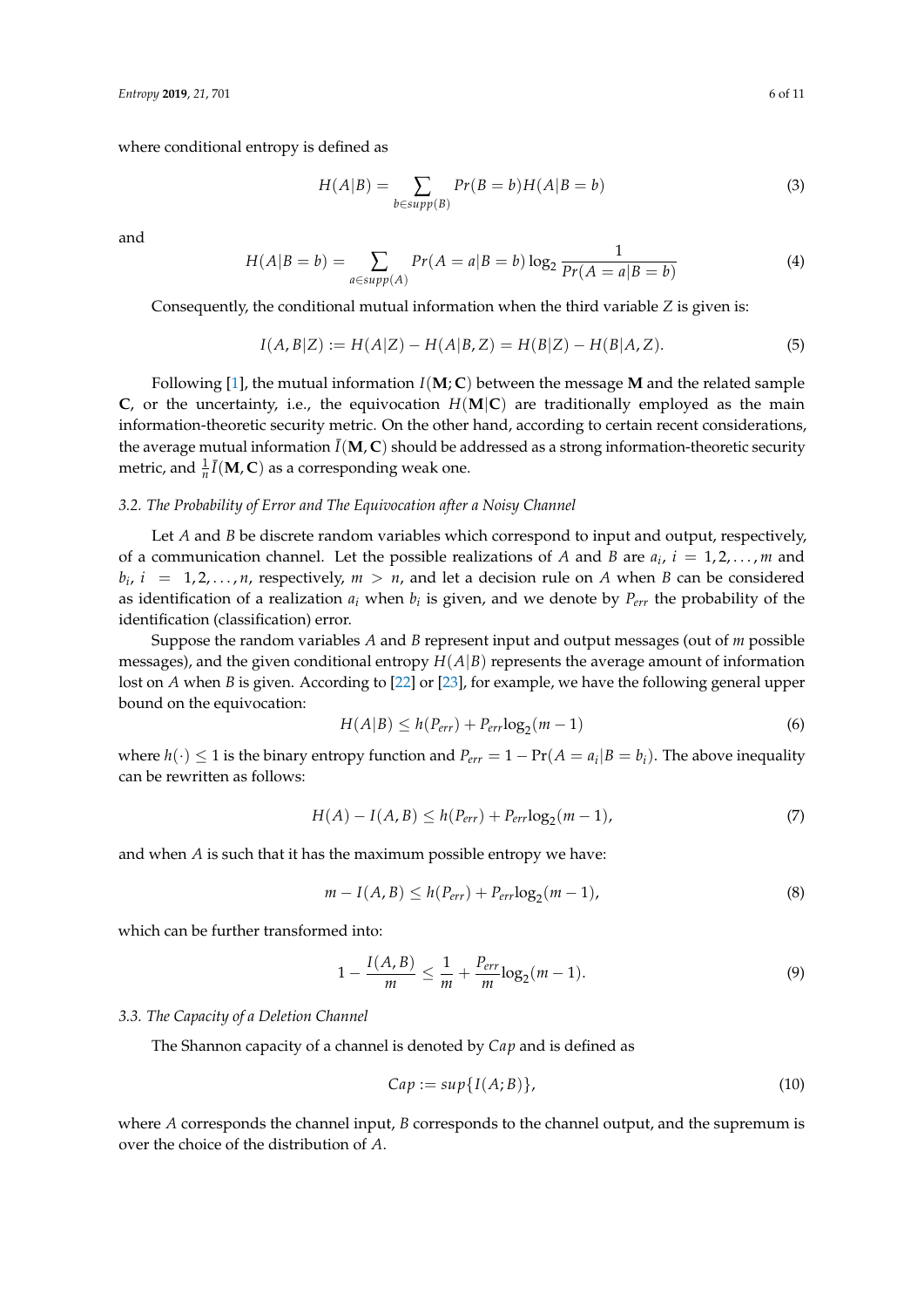where conditional entropy is defined as

$$H(A|B) = \sum_{b \in supp(B)} Pr(B = b) H(A|B = b) \tag{3}$$

and

$$H(A|B = b) = \sum_{a \in supp(A)} Pr(A = a|B = b) \log_2 \frac{1}{Pr(A = a|B = b)} \tag{4}$$

Consequently, the conditional mutual information when the third variable $Z$ is given is:

$$I(A, B|Z) := H(A|Z) - H(A|B, Z) = H(B|Z) - H(B|A, Z). \tag{5}$$

Following [1], the mutual information $I(\mathbf{M}; \mathbf{C})$ between the message $\mathbf{M}$ and the related sample $\mathbf{C}$, or the uncertainty, i.e., the equivocation $H(\mathbf{M}|\mathbf{C})$ are traditionally employed as the main information-theoretic security metric. On the other hand, according to certain recent considerations, the average mutual information $\bar{I}(\mathbf{M}, \mathbf{C})$ should be addressed as a strong information-theoretic security metric, and $\frac{1}{n}\bar{I}(\mathbf{M}, \mathbf{C})$ as a corresponding weak one.

### 3.2. The Probability of Error and The Equivocation after a Noisy Channel

Let $A$ and $B$ be discrete random variables which correspond to input and output, respectively, of a communication channel. Let the possible realizations of $A$ and $B$ are $a_i$, $i = 1, 2, \ldots, m$ and $b_i$, $i = 1, 2, \ldots, n$, respectively, $m > n$, and let a decision rule on $A$ when $B$ can be considered as identification of a realization $a_i$ when $b_i$ is given, and we denote by $P_{err}$ the probability of the identification (classification) error.

Suppose the random variables $A$ and $B$ represent input and output messages (out of $m$ possible messages), and the given conditional entropy $H(A|B)$ represents the average amount of information lost on $A$ when $B$ is given. According to [22] or [23], for example, we have the following general upper bound on the equivocation:

$$H(A|B) \leq h(P_{err}) + P_{err} \log_2(m-1) \tag{6}$$

where $h(\cdot) \leq 1$ is the binary entropy function and $P_{err} = 1 - \Pr(A = a_i|B = b_i)$. The above inequality can be rewritten as follows:

$$H(A) - I(A, B) \leq h(P_{err}) + P_{err} \log_2(m-1), \tag{7}$$

and when $A$ is such that it has the maximum possible entropy we have:

$$m - I(A, B) \leq h(P_{err}) + P_{err} \log_2(m-1), \tag{8}$$

which can be further transformed into:

$$1 - \frac{I(A, B)}{m} \leq \frac{1}{m} + \frac{P_{err}}{m} \log_2(m-1). \tag{9}$$

### 3.3. The Capacity of a Deletion Channel

The Shannon capacity of a channel is denoted by $Cap$ and is defined as

$$Cap := sup\{I(A; B)\}, \tag{10}$$

where $A$ corresponds the channel input, $B$ corresponds to the channel output, and the supremum is over the choice of the distribution of $A$.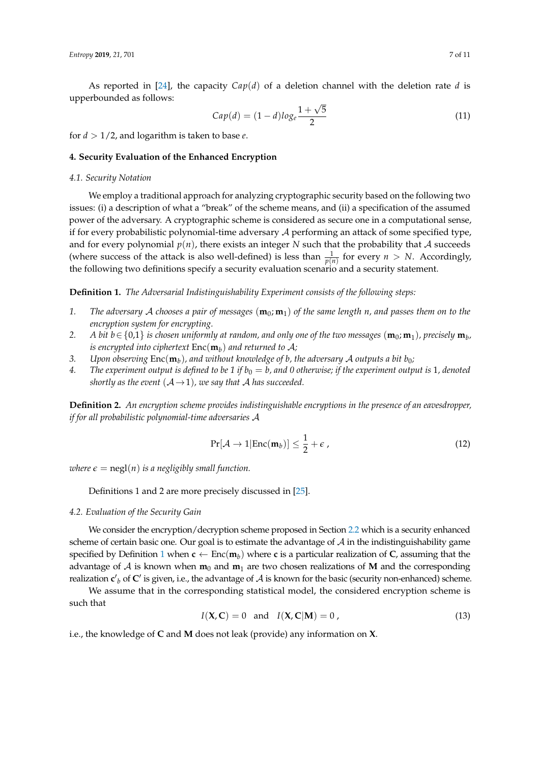As reported in [24], the capacity $Cap(d)$ of a deletion channel with the deletion rate $d$ is upperbounded as follows:

$$Cap(d) = (1-d)log_e \frac{1+\sqrt{5}}{2} \tag{11}$$

for $d > 1/2$, and logarithm is taken to base $e$.

## 4. Security Evaluation of the Enhanced Encryption

### 4.1. Security Notation

We employ a traditional approach for analyzing cryptographic security based on the following two issues: (i) a description of what a "break" of the scheme means, and (ii) a specification of the assumed power of the adversary. A cryptographic scheme is considered as secure one in a computational sense, if for every probabilistic polynomial-time adversary $\mathcal{A}$ performing an attack of some specified type, and for every polynomial $p(n)$, there exists an integer $N$ such that the probability that $\mathcal{A}$ succeeds (where success of the attack is also well-defined) is less than $\frac{1}{p(n)}$ for every $n > N$. Accordingly, the following two definitions specify a security evaluation scenario and a security statement.

**Definition 1.** *The Adversarial Indistinguishability Experiment consists of the following steps:*

1. *The adversary $\mathcal{A}$ chooses a pair of messages $(\mathbf{m}_0; \mathbf{m}_1)$ of the same length $n$, and passes them on to the encryption system for encrypting.*
2. *A bit $b \in \{0,1\}$ is chosen uniformly at random, and only one of the two messages $(\mathbf{m}_0; \mathbf{m}_1)$, precisely $\mathbf{m}_b$, is encrypted into ciphertext $\mathrm{Enc}(\mathbf{m}_b)$ and returned to $\mathcal{A}$;*
3. *Upon observing $\mathrm{Enc}(\mathbf{m}_b)$, and without knowledge of $b$, the adversary $\mathcal{A}$ outputs a bit $b_0$;*
4. *The experiment output is defined to be 1 if $b_0 = b$, and 0 otherwise; if the experiment output is 1, denoted shortly as the event $(\mathcal{A} \to 1)$, we say that $\mathcal{A}$ has succeeded.*

**Definition 2.** *An encryption scheme provides indistinguishable encryptions in the presence of an eavesdropper, if for all probabilistic polynomial-time adversaries $\mathcal{A}$*

$$\Pr[\mathcal{A} \to 1 | \mathrm{Enc}(\mathbf{m}_b)] \leq \frac{1}{2} + \epsilon \,, \tag{12}$$

*where $\epsilon = \mathrm{negl}(n)$ is a negligibly small function.*

Definitions 1 and 2 are more precisely discussed in [25].

### 4.2. Evaluation of the Security Gain

We consider the encryption/decryption scheme proposed in Section 2.2 which is a security enhanced scheme of certain basic one. Our goal is to estimate the advantage of $\mathcal{A}$ in the indistinguishability game specified by Definition 1 when $\mathbf{c} \leftarrow \mathrm{Enc}(\mathbf{m}_b)$ where $\mathbf{c}$ is a particular realization of $\mathbf{C}$, assuming that the advantage of $\mathcal{A}$ is known when $\mathbf{m}_0$ and $\mathbf{m}_1$ are two chosen realizations of $\mathbf{M}$ and the corresponding realization $\mathbf{c}'_b$ of $\mathbf{C}'$ is given, i.e., the advantage of $\mathcal{A}$ is known for the basic (security non-enhanced) scheme.

We assume that in the corresponding statistical model, the considered encryption scheme is such that

$$I(\mathbf{X}, \mathbf{C}) = 0 \quad \text{and} \quad I(\mathbf{X}, \mathbf{C}|\mathbf{M}) = 0 \,, \tag{13}$$

i.e., the knowledge of $\mathbf{C}$ and $\mathbf{M}$ does not leak (provide) any information on $\mathbf{X}$.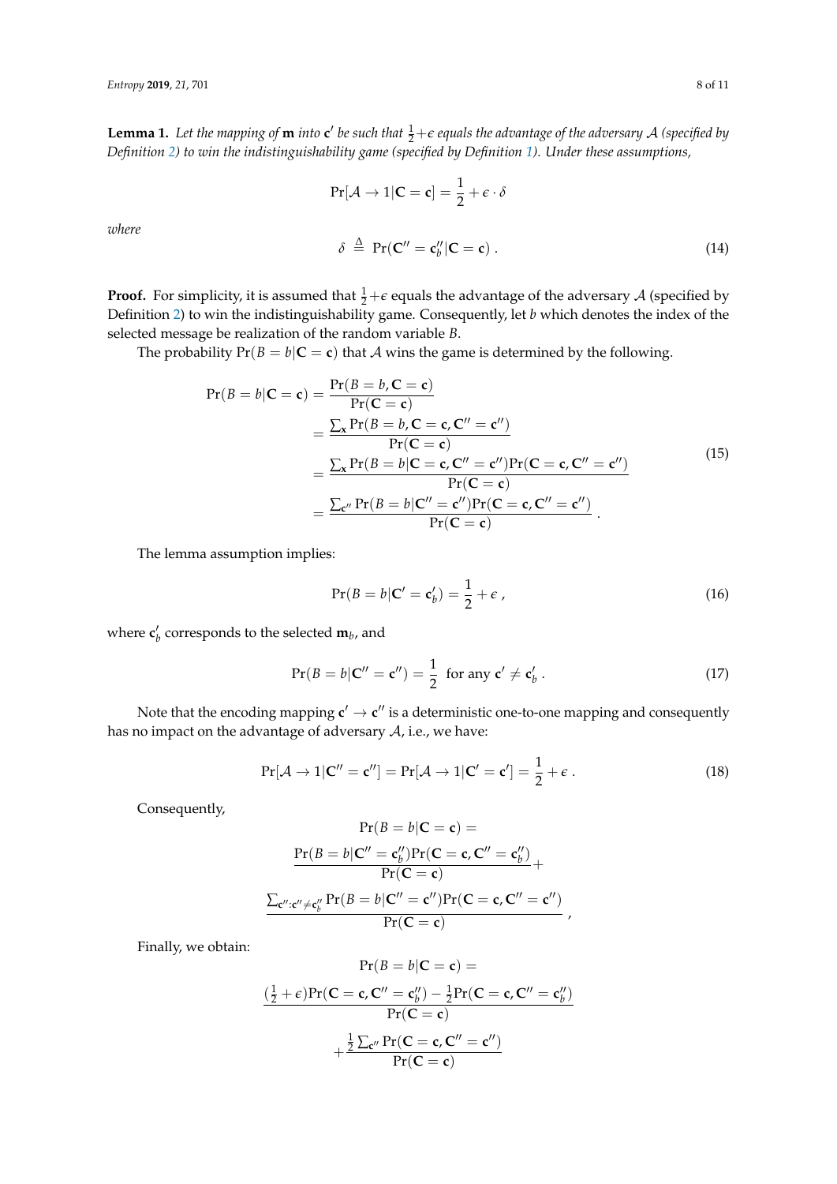**Lemma 1.** *Let the mapping of $\mathbf{m}$ into $\mathbf{c}'$ be such that $\frac{1}{2}+\epsilon$ equals the advantage of the adversary $\mathcal{A}$ (specified by Definition 2) to win the indistinguishability game (specified by Definition 1). Under these assumptions,*

$$\Pr[\mathcal{A} \to 1|\mathbf{C} = \mathbf{c}] = \frac{1}{2} + \epsilon \cdot \delta$$

*where*

$$\delta \stackrel{\Delta}{=} \Pr(\mathbf{C}'' = \mathbf{c}_b''|\mathbf{C} = \mathbf{c}) \; . \tag{14}$$

**Proof.** For simplicity, it is assumed that $\frac{1}{2}+\epsilon$ equals the advantage of the adversary $\mathcal{A}$ (specified by Definition 2) to win the indistinguishability game. Consequently, let $b$ which denotes the index of the selected message be realization of the random variable $B$.

The probability $\Pr(B = b|\mathbf{C} = \mathbf{c})$ that $\mathcal{A}$ wins the game is determined by the following.

$$\begin{aligned}
\Pr(B = b|\mathbf{C} = \mathbf{c}) &= \frac{\Pr(B = b, \mathbf{C} = \mathbf{c})}{\Pr(\mathbf{C} = \mathbf{c})} \\
&= \frac{\sum_{\mathbf{x}} \Pr(B = b, \mathbf{C} = \mathbf{c}, \mathbf{C}'' = \mathbf{c}'')}{\Pr(\mathbf{C} = \mathbf{c})} \\
&= \frac{\sum_{\mathbf{x}} \Pr(B = b|\mathbf{C} = \mathbf{c}, \mathbf{C}'' = \mathbf{c}'')\Pr(\mathbf{C} = \mathbf{c}, \mathbf{C}'' = \mathbf{c}'')}{\Pr(\mathbf{C} = \mathbf{c})} \\
&= \frac{\sum_{\mathbf{c}''} \Pr(B = b|\mathbf{C}'' = \mathbf{c}'')\Pr(\mathbf{C} = \mathbf{c}, \mathbf{C}'' = \mathbf{c}'')}{\Pr(\mathbf{C} = \mathbf{c})} \; .
\end{aligned} \tag{15}$$

The lemma assumption implies:

$$\Pr(B = b|\mathbf{C}' = \mathbf{c}_b') = \frac{1}{2} + \epsilon \; , \tag{16}$$

where $\mathbf{c}_b'$ corresponds to the selected $\mathbf{m}_b$, and

$$\Pr(B = b|\mathbf{C}'' = \mathbf{c}'') = \frac{1}{2} \;\; \text{for any } \mathbf{c}' \neq \mathbf{c}_b' \; . \tag{17}$$

Note that the encoding mapping $\mathbf{c}' \to \mathbf{c}''$ is a deterministic one-to-one mapping and consequently has no impact on the advantage of adversary $\mathcal{A}$, i.e., we have:

$$\Pr[\mathcal{A} \to 1|\mathbf{C}'' = \mathbf{c}''] = \Pr[\mathcal{A} \to 1|\mathbf{C}' = \mathbf{c}'] = \frac{1}{2} + \epsilon \; . \tag{18}$$

Consequently,

$$\begin{gathered}
\Pr(B = b|\mathbf{C} = \mathbf{c}) = \\
\frac{\Pr(B = b|\mathbf{C}'' = \mathbf{c}_b'')\Pr(\mathbf{C} = \mathbf{c}, \mathbf{C}'' = \mathbf{c}_b'')}{\Pr(\mathbf{C} = \mathbf{c})} + \\
\frac{\sum_{\mathbf{c}'':\mathbf{c}'' \neq \mathbf{c}_b''} \Pr(B = b|\mathbf{C}'' = \mathbf{c}'')\Pr(\mathbf{C} = \mathbf{c}, \mathbf{C}'' = \mathbf{c}'')}{\Pr(\mathbf{C} = \mathbf{c})} \; ,
\end{gathered}$$

Finally, we obtain:

$$\begin{gathered}
\Pr(B = b|\mathbf{C} = \mathbf{c}) = \\
\frac{(\frac{1}{2} + \epsilon)\Pr(\mathbf{C} = \mathbf{c}, \mathbf{C}'' = \mathbf{c}_b'') - \frac{1}{2}\Pr(\mathbf{C} = \mathbf{c}, \mathbf{C}'' = \mathbf{c}_b'')}{\Pr(\mathbf{C} = \mathbf{c})} \\
+ \frac{\frac{1}{2}\sum_{\mathbf{c}''} \Pr(\mathbf{C} = \mathbf{c}, \mathbf{C}'' = \mathbf{c}'')}{\Pr(\mathbf{C} = \mathbf{c})}
\end{gathered}$$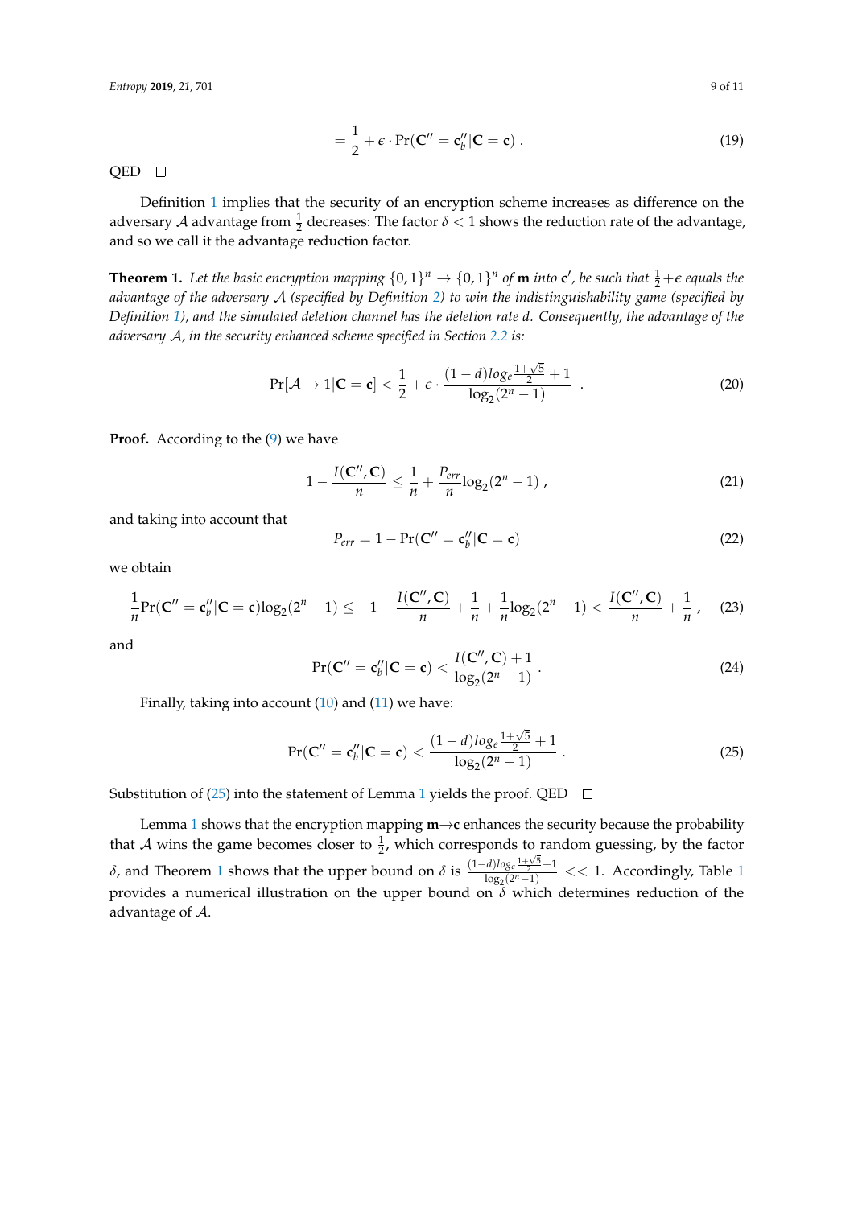$$= \frac{1}{2} + \epsilon \cdot \Pr(\mathbf{C}'' = \mathbf{c}''_b | \mathbf{C} = \mathbf{c}) \ . \tag{19}$$

QED □

Definition 1 implies that the security of an encryption scheme increases as difference on the adversary $\mathcal{A}$ advantage from $\frac{1}{2}$ decreases: The factor $\delta < 1$ shows the reduction rate of the advantage, and so we call it the advantage reduction factor.

**Theorem 1.** *Let the basic encryption mapping $\{0,1\}^n \to \{0,1\}^n$ of $\mathbf{m}$ into $\mathbf{c}'$, be such that $\frac{1}{2}+\epsilon$ equals the advantage of the adversary $\mathcal{A}$ (specified by Definition 2) to win the indistinguishability game (specified by Definition 1), and the simulated deletion channel has the deletion rate $d$. Consequently, the advantage of the adversary $\mathcal{A}$, in the security enhanced scheme specified in Section 2.2 is:*

$$\Pr[\mathcal{A} \to 1 | \mathbf{C} = \mathbf{c}] < \frac{1}{2} + \epsilon \cdot \frac{(1-d) log_e \frac{1+\sqrt{5}}{2} + 1}{\log_2(2^n - 1)} \quad . \tag{20}$$

**Proof.** According to the (9) we have

$$1 - \frac{I(\mathbf{C}'', \mathbf{C})}{n} \le \frac{1}{n} + \frac{P_{err}}{n} \log_2(2^n - 1) \ , \tag{21}$$

and taking into account that

$$P_{err} = 1 - \Pr(\mathbf{C}'' = \mathbf{c}''_b | \mathbf{C} = \mathbf{c}) \tag{22}$$

we obtain

$$\frac{1}{n} \Pr(\mathbf{C}'' = \mathbf{c}''_b | \mathbf{C} = \mathbf{c}) \log_2(2^n - 1) \le -1 + \frac{I(\mathbf{C}'', \mathbf{C})}{n} + \frac{1}{n} + \frac{1}{n} \log_2(2^n - 1) < \frac{I(\mathbf{C}'', \mathbf{C})}{n} + \frac{1}{n} \ , \tag{23}$$

and

$$\Pr(\mathbf{C}'' = \mathbf{c}''_b | \mathbf{C} = \mathbf{c}) < \frac{I(\mathbf{C}'', \mathbf{C}) + 1}{\log_2(2^n - 1)} \ . \tag{24}$$

Finally, taking into account (10) and (11) we have:

$$\Pr(\mathbf{C}'' = \mathbf{c}''_b | \mathbf{C} = \mathbf{c}) < \frac{(1-d) log_e \frac{1+\sqrt{5}}{2} + 1}{\log_2(2^n - 1)} \ . \tag{25}$$

Substitution of (25) into the statement of Lemma 1 yields the proof. QED □

Lemma 1 shows that the encryption mapping $\mathbf{m} \to \mathbf{c}$ enhances the security because the probability that $\mathcal{A}$ wins the game becomes closer to $\frac{1}{2}$, which corresponds to random guessing, by the factor $\delta$, and Theorem 1 shows that the upper bound on $\delta$ is $\frac{(1-d) log_e \frac{1+\sqrt{5}}{2} + 1}{\log_2(2^n - 1)} << 1$. Accordingly, Table 1 provides a numerical illustration on the upper bound on $\delta$ which determines reduction of the advantage of $\mathcal{A}$.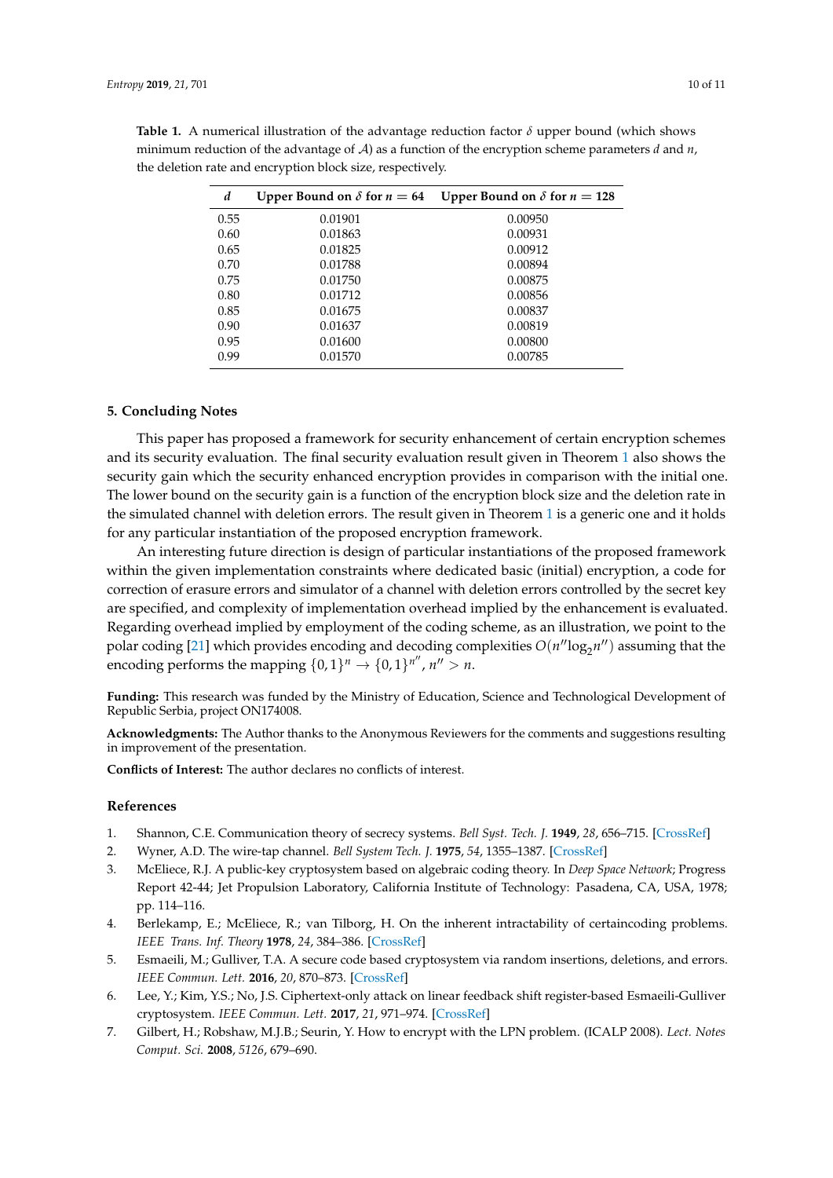**Table 1.** A numerical illustration of the advantage reduction factor $\delta$ upper bound (which shows minimum reduction of the advantage of $\mathcal{A}$) as a function of the encryption scheme parameters $d$ and $n$, the deletion rate and encryption block size, respectively.

| $d$ | Upper Bound on $\delta$ for $n = 64$ | Upper Bound on $\delta$ for $n = 128$ |
|---|---|---|
| 0.55 | 0.01901 | 0.00950 |
| 0.60 | 0.01863 | 0.00931 |
| 0.65 | 0.01825 | 0.00912 |
| 0.70 | 0.01788 | 0.00894 |
| 0.75 | 0.01750 | 0.00875 |
| 0.80 | 0.01712 | 0.00856 |
| 0.85 | 0.01675 | 0.00837 |
| 0.90 | 0.01637 | 0.00819 |
| 0.95 | 0.01600 | 0.00800 |
| 0.99 | 0.01570 | 0.00785 |

## 5. Concluding Notes

This paper has proposed a framework for security enhancement of certain encryption schemes and its security evaluation. The final security evaluation result given in Theorem 1 also shows the security gain which the security enhanced encryption provides in comparison with the initial one. The lower bound on the security gain is a function of the encryption block size and the deletion rate in the simulated channel with deletion errors. The result given in Theorem 1 is a generic one and it holds for any particular instantiation of the proposed encryption framework.

An interesting future direction is design of particular instantiations of the proposed framework within the given implementation constraints where dedicated basic (initial) encryption, a code for correction of erasure errors and simulator of a channel with deletion errors controlled by the secret key are specified, and complexity of implementation overhead implied by the enhancement is evaluated. Regarding overhead implied by employment of the coding scheme, as an illustration, we point to the polar coding [21] which provides encoding and decoding complexities $O(n'' \log_2 n'')$ assuming that the encoding performs the mapping $\{0,1\}^n \rightarrow \{0,1\}^{n''}$, $n'' > n$.

**Funding:** This research was funded by the Ministry of Education, Science and Technological Development of Republic Serbia, project ON174008.

**Acknowledgments:** The Author thanks to the Anonymous Reviewers for the comments and suggestions resulting in improvement of the presentation.

**Conflicts of Interest:** The author declares no conflicts of interest.

## References

1. Shannon, C.E. Communication theory of secrecy systems. *Bell Syst. Tech. J.* **1949**, *28*, 656–715. [CrossRef]
2. Wyner, A.D. The wire-tap channel. *Bell System Tech. J.* **1975**, *54*, 1355–1387. [CrossRef]
3. McEliece, R.J. A public-key cryptosystem based on algebraic coding theory. In *Deep Space Network*; Progress Report 42-44; Jet Propulsion Laboratory, California Institute of Technology: Pasadena, CA, USA, 1978; pp. 114–116.
4. Berlekamp, E.; McEliece, R.; van Tilborg, H. On the inherent intractability of certaincoding problems. *IEEE Trans. Inf. Theory* **1978**, *24*, 384–386. [CrossRef]
5. Esmaeili, M.; Gulliver, T.A. A secure code based cryptosystem via random insertions, deletions, and errors. *IEEE Commun. Lett.* **2016**, *20*, 870–873. [CrossRef]
6. Lee, Y.; Kim, Y.S.; No, J.S. Ciphertext-only attack on linear feedback shift register-based Esmaeili-Gulliver cryptosystem. *IEEE Commun. Lett.* **2017**, *21*, 971–974. [CrossRef]
7. Gilbert, H.; Robshaw, M.J.B.; Seurin, Y. How to encrypt with the LPN problem. (ICALP 2008). *Lect. Notes Comput. Sci.* **2008**, *5126*, 679–690.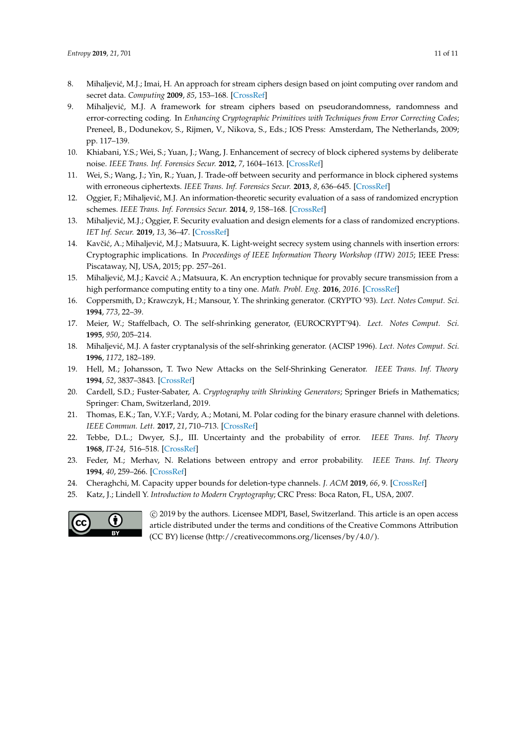8. Mihaljević, M.J.; Imai, H. An approach for stream ciphers design based on joint computing over random and secret data. *Computing* **2009**, *85*, 153–168. [CrossRef]
9. Mihaljević, M.J. A framework for stream ciphers based on pseudorandomness, randomness and error-correcting coding. In *Enhancing Cryptographic Primitives with Techniques from Error Correcting Codes*; Preneel, B., Dodunekov, S., Rijmen, V., Nikova, S., Eds.; IOS Press: Amsterdam, The Netherlands, 2009; pp. 117–139.
10. Khiabani, Y.S.; Wei, S.; Yuan, J.; Wang, J. Enhancement of secrecy of block ciphered systems by deliberate noise. *IEEE Trans. Inf. Forensics Secur.* **2012**, *7*, 1604–1613. [CrossRef]
11. Wei, S.; Wang, J.; Yin, R.; Yuan, J. Trade-off between security and performance in block ciphered systems with erroneous ciphertexts. *IEEE Trans. Inf. Forensics Secur.* **2013**, *8*, 636–645. [CrossRef]
12. Oggier, F.; Mihaljević, M.J. An information-theoretic security evaluation of a sass of randomized encryption schemes. *IEEE Trans. Inf. Forensics Secur.* **2014**, *9*, 158–168. [CrossRef]
13. Mihaljević, M.J.; Oggier, F. Security evaluation and design elements for a class of randomized encryptions. *IET Inf. Secur.* **2019**, *13*, 36–47. [CrossRef]
14. Kavčić, A.; Mihaljević, M.J.; Matsuura, K. Light-weight secrecy system using channels with insertion errors: Cryptographic implications. In *Proceedings of IEEE Information Theory Workshop (ITW) 2015*; IEEE Press: Piscataway, NJ, USA, 2015; pp. 257–261.
15. Mihaljević, M.J.; Kavcić A.; Matsuura, K. An encryption technique for provably secure transmission from a high performance computing entity to a tiny one. *Math. Probl. Eng.* **2016**, *2016*. [CrossRef]
16. Coppersmith, D.; Krawczyk, H.; Mansour, Y. The shrinking generator. (CRYPTO '93). *Lect. Notes Comput. Sci.* **1994**, *773*, 22–39.
17. Meier, W.; Staffelbach, O. The self-shrinking generator, (EUROCRYPT'94). *Lect. Notes Comput. Sci.* **1995**, *950*, 205–214.
18. Mihaljević, M.J. A faster cryptanalysis of the self-shrinking generator. (ACISP 1996). *Lect. Notes Comput. Sci.* **1996**, *1172*, 182–189.
19. Hell, M.; Johansson, T. Two New Attacks on the Self-Shrinking Generator. *IEEE Trans. Inf. Theory* **1994**, *52*, 3837–3843. [CrossRef]
20. Cardell, S.D.; Fuster-Sabater, A. *Cryptography with Shrinking Generators*; Springer Briefs in Mathematics; Springer: Cham, Switzerland, 2019.
21. Thomas, E.K.; Tan, V.Y.F.; Vardy, A.; Motani, M. Polar coding for the binary erasure channel with deletions. *IEEE Commun. Lett.* **2017**, *21*, 710–713. [CrossRef]
22. Tebbe, D.L.; Dwyer, S.J., III. Uncertainty and the probability of error. *IEEE Trans. Inf. Theory* **1968**, *IT-24*, 516–518. [CrossRef]
23. Feder, M.; Merhav, N. Relations between entropy and error probability. *IEEE Trans. Inf. Theory* **1994**, *40*, 259–266. [CrossRef]
24. Cheraghchi, M. Capacity upper bounds for deletion-type channels. *J. ACM* **2019**, *66*, 9. [CrossRef]
25. Katz, J.; Lindell Y. *Introduction to Modern Cryptography*; CRC Press: Boca Raton, FL, USA, 2007.

© 2019 by the authors. Licensee MDPI, Basel, Switzerland. This article is an open access article distributed under the terms and conditions of the Creative Commons Attribution (CC BY) license (http://creativecommons.org/licenses/by/4.0/).